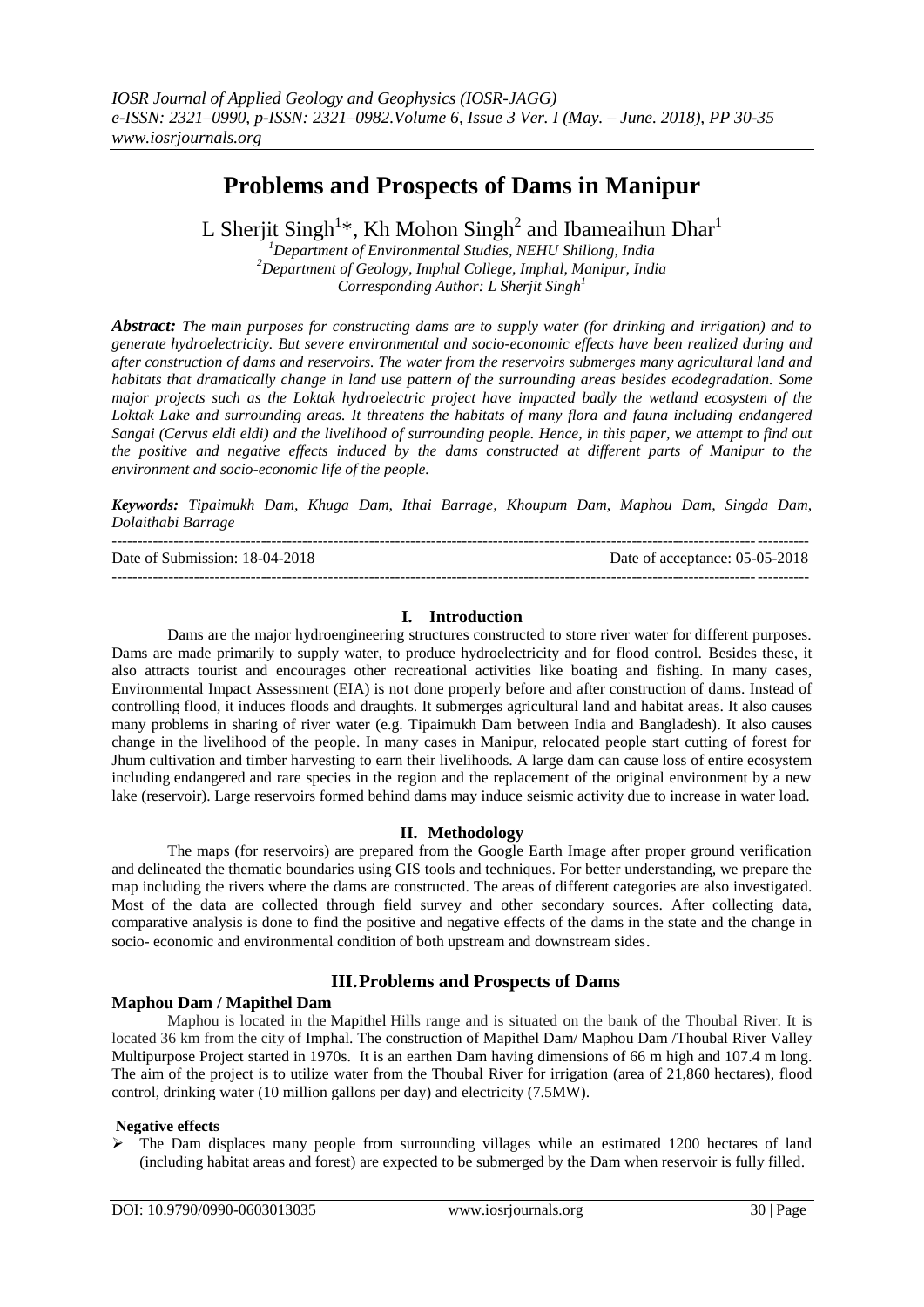# Problems and Prospects of Dams in Manipur

L Sherjit Singh[1]*, Kh Mohon Singh[2] and Ibameaihun Dhar[1]

[1]Department of Environmental Studies, NEHU Shillong, India
[2]Department of Geology, Imphal College, Imphal, Manipur, India
Corresponding Author: L Sherjit Singh[1]

***Abstract:*** *The main purposes for constructing dams are to supply water (for drinking and irrigation) and to generate hydroelectricity. But severe environmental and socio-economic effects have been realized during and after construction of dams and reservoirs. The water from the reservoirs submerges many agricultural land and habitats that dramatically change in land use pattern of the surrounding areas besides ecodegradation. Some major projects such as the Loktak hydroelectric project have impacted badly the wetland ecosystem of the Loktak Lake and surrounding areas. It threatens the habitats of many flora and fauna including endangered Sangai (Cervus eldi eldi) and the livelihood of surrounding people. Hence, in this paper, we attempt to find out the positive and negative effects induced by the dams constructed at different parts of Manipur to the environment and socio-economic life of the people.*

***Keywords:*** *Tipaimukh Dam, Khuga Dam, Ithai Barrage, Khoupum Dam, Maphou Dam, Singda Dam, Dolaithabi Barrage*

---

Date of Submission: 18-04-2018 Date of acceptance: 05-05-2018

---

## I. Introduction

Dams are the major hydroengineering structures constructed to store river water for different purposes. Dams are made primarily to supply water, to produce hydroelectricity and for flood control. Besides these, it also attracts tourist and encourages other recreational activities like boating and fishing. In many cases, Environmental Impact Assessment (EIA) is not done properly before and after construction of dams. Instead of controlling flood, it induces floods and draughts. It submerges agricultural land and habitat areas. It also causes many problems in sharing of river water (e.g. Tipaimukh Dam between India and Bangladesh). It also causes change in the livelihood of the people. In many cases in Manipur, relocated people start cutting of forest for Jhum cultivation and timber harvesting to earn their livelihoods. A large dam can cause loss of entire ecosystem including endangered and rare species in the region and the replacement of the original environment by a new lake (reservoir). Large reservoirs formed behind dams may induce seismic activity due to increase in water load.

## II. Methodology

The maps (for reservoirs) are prepared from the Google Earth Image after proper ground verification and delineated the thematic boundaries using GIS tools and techniques. For better understanding, we prepare the map including the rivers where the dams are constructed. The areas of different categories are also investigated. Most of the data are collected through field survey and other secondary sources. After collecting data, comparative analysis is done to find the positive and negative effects of the dams in the state and the change in socio- economic and environmental condition of both upstream and downstream sides.

## III. Problems and Prospects of Dams

### Maphou Dam / Mapithel Dam

Maphou is located in the Mapithel Hills range and is situated on the bank of the Thoubal River. It is located 36 km from the city of Imphal. The construction of Mapithel Dam/ Maphou Dam /Thoubal River Valley Multipurpose Project started in 1970s. It is an earthen Dam having dimensions of 66 m high and 107.4 m long. The aim of the project is to utilize water from the Thoubal River for irrigation (area of 21,860 hectares), flood control, drinking water (10 million gallons per day) and electricity (7.5MW).

**Negative effects**

- The Dam displaces many people from surrounding villages while an estimated 1200 hectares of land (including habitat areas and forest) are expected to be submerged by the Dam when reservoir is fully filled.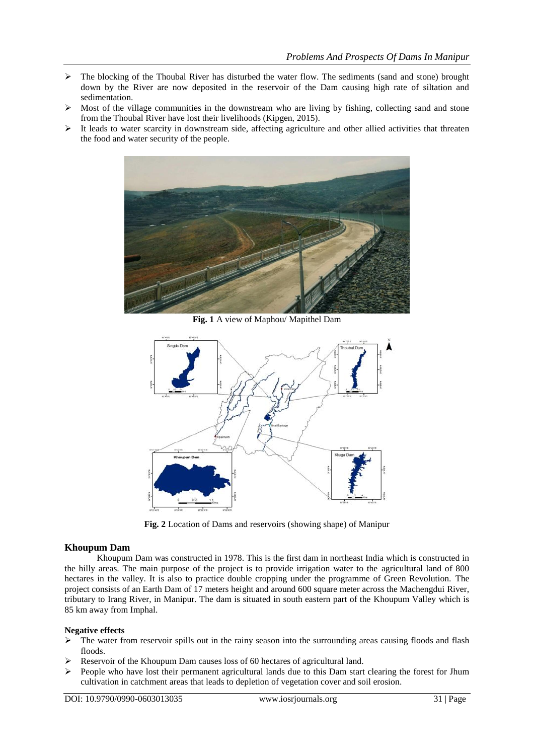- The blocking of the Thoubal River has disturbed the water flow. The sediments (sand and stone) brought down by the River are now deposited in the reservoir of the Dam causing high rate of siltation and sedimentation.
- Most of the village communities in the downstream who are living by fishing, collecting sand and stone from the Thoubal River have lost their livelihoods (Kipgen, 2015).
- It leads to water scarcity in downstream side, affecting agriculture and other allied activities that threaten the food and water security of the people.

**Fig. 1** A view of Maphou/ Mapithel Dam

**Fig. 2** Location of Dams and reservoirs (showing shape) of Manipur

## Khoupum Dam

Khoupum Dam was constructed in 1978. This is the first dam in northeast India which is constructed in the hilly areas. The main purpose of the project is to provide irrigation water to the agricultural land of 800 hectares in the valley. It is also to practice double cropping under the programme of Green Revolution. The project consists of an Earth Dam of 17 meters height and around 600 square meter across the Machengdui River, tributary to Irang River, in Manipur. The dam is situated in south eastern part of the Khoupum Valley which is 85 km away from Imphal.

**Negative effects**

- The water from reservoir spills out in the rainy season into the surrounding areas causing floods and flash floods.
- Reservoir of the Khoupum Dam causes loss of 60 hectares of agricultural land.
- People who have lost their permanent agricultural lands due to this Dam start clearing the forest for Jhum cultivation in catchment areas that leads to depletion of vegetation cover and soil erosion.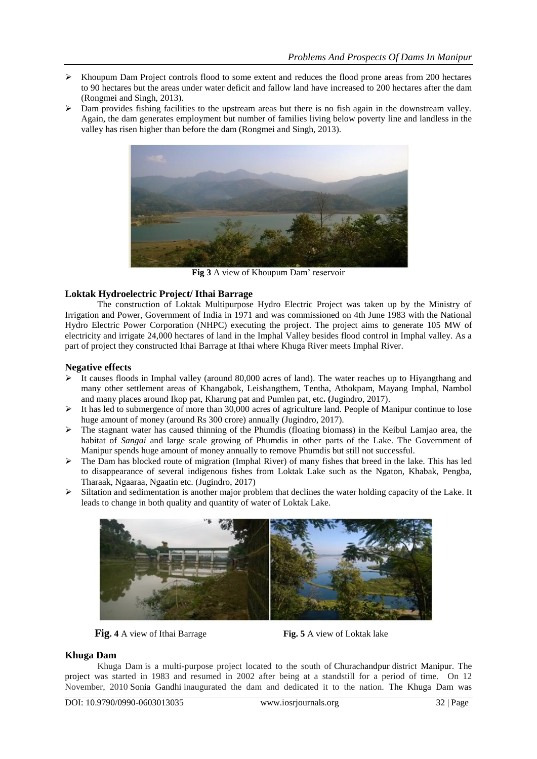- Khoupum Dam Project controls flood to some extent and reduces the flood prone areas from 200 hectares to 90 hectares but the areas under water deficit and fallow land have increased to 200 hectares after the dam (Rongmei and Singh, 2013).
- Dam provides fishing facilities to the upstream areas but there is no fish again in the downstream valley. Again, the dam generates employment but number of families living below poverty line and landless in the valley has risen higher than before the dam (Rongmei and Singh, 2013).

**Fig 3** A view of Khoupum Dam' reservoir

### Loktak Hydroelectric Project/ Ithai Barrage

The construction of Loktak Multipurpose Hydro Electric Project was taken up by the Ministry of Irrigation and Power, Government of India in 1971 and was commissioned on 4th June 1983 with the National Hydro Electric Power Corporation (NHPC) executing the project. The project aims to generate 105 MW of electricity and irrigate 24,000 hectares of land in the Imphal Valley besides flood control in Imphal valley. As a part of project they constructed Ithai Barrage at Ithai where Khuga River meets Imphal River.

### Negative effects

- It causes floods in Imphal valley (around 80,000 acres of land). The water reaches up to Hiyangthang and many other settlement areas of Khangabok, Leishangthem, Tentha, Athokpam, Mayang Imphal, Nambol and many places around Ikop pat, Kharung pat and Pumlen pat, etc. (Jugindro, 2017).
- It has led to submergence of more than 30,000 acres of agriculture land. People of Manipur continue to lose huge amount of money (around Rs 300 crore) annually (Jugindro, 2017).
- The stagnant water has caused thinning of the Phumdis (floating biomass) in the Keibul Lamjao area, the habitat of *Sangai* and large scale growing of Phumdis in other parts of the Lake. The Government of Manipur spends huge amount of money annually to remove Phumdis but still not successful.
- The Dam has blocked route of migration (Imphal River) of many fishes that breed in the lake. This has led to disappearance of several indigenous fishes from Loktak Lake such as the Ngaton, Khabak, Pengba, Tharaak, Ngaaraa, Ngaatin etc. (Jugindro, 2017)
- Siltation and sedimentation is another major problem that declines the water holding capacity of the Lake. It leads to change in both quality and quantity of water of Loktak Lake.

**Fig. 4** A view of Ithai Barrage

**Fig. 5** A view of Loktak lake

### Khuga Dam

Khuga Dam is a multi-purpose project located to the south of Churachandpur district Manipur. The project was started in 1983 and resumed in 2002 after being at a standstill for a period of time. On 12 November, 2010 Sonia Gandhi inaugurated the dam and dedicated it to the nation. The Khuga Dam was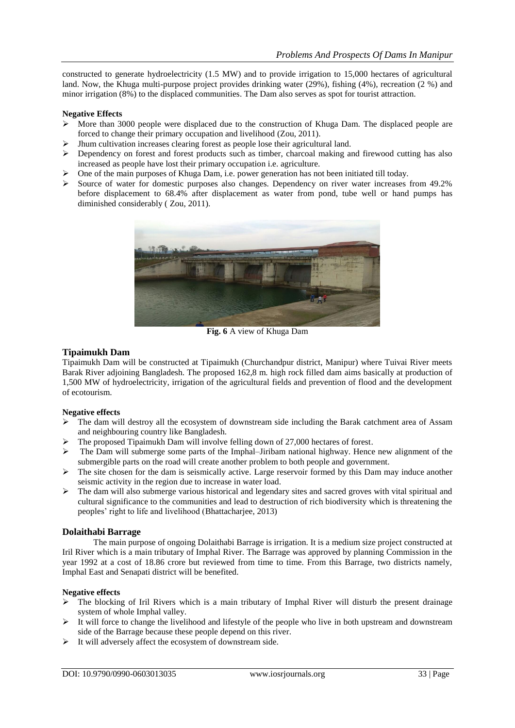constructed to generate hydroelectricity (1.5 MW) and to provide irrigation to 15,000 hectares of agricultural land. Now, the Khuga multi-purpose project provides drinking water (29%), fishing (4%), recreation (2 %) and minor irrigation (8%) to the displaced communities. The Dam also serves as spot for tourist attraction.

**Negative Effects**

- More than 3000 people were displaced due to the construction of Khuga Dam. The displaced people are forced to change their primary occupation and livelihood (Zou, 2011).
- Jhum cultivation increases clearing forest as people lose their agricultural land.
- Dependency on forest and forest products such as timber, charcoal making and firewood cutting has also increased as people have lost their primary occupation i.e. agriculture.
- One of the main purposes of Khuga Dam, i.e. power generation has not been initiated till today.
- Source of water for domestic purposes also changes. Dependency on river water increases from 49.2% before displacement to 68.4% after displacement as water from pond, tube well or hand pumps has diminished considerably ( Zou, 2011).

**Fig. 6** A view of Khuga Dam

## Tipaimukh Dam

Tipaimukh Dam will be constructed at Tipaimukh (Churchandpur district, Manipur) where Tuivai River meets Barak River adjoining Bangladesh. The proposed 162,8 m. high rock filled dam aims basically at production of 1,500 MW of hydroelectricity, irrigation of the agricultural fields and prevention of flood and the development of ecotourism.

**Negative effects**

- The dam will destroy all the ecosystem of downstream side including the Barak catchment area of Assam and neighbouring country like Bangladesh.
- The proposed Tipaimukh Dam will involve felling down of 27,000 hectares of forest.
- The Dam will submerge some parts of the Imphal–Jiribam national highway. Hence new alignment of the submergible parts on the road will create another problem to both people and government.
- The site chosen for the dam is seismically active. Large reservoir formed by this Dam may induce another seismic activity in the region due to increase in water load.
- The dam will also submerge various historical and legendary sites and sacred groves with vital spiritual and cultural significance to the communities and lead to destruction of rich biodiversity which is threatening the peoples' right to life and livelihood (Bhattacharjee, 2013)

## Dolaithabi Barrage

The main purpose of ongoing Dolaithabi Barrage is irrigation. It is a medium size project constructed at Iril River which is a main tributary of Imphal River. The Barrage was approved by planning Commission in the year 1992 at a cost of 18.86 crore but reviewed from time to time. From this Barrage, two districts namely, Imphal East and Senapati district will be benefited.

**Negative effects**

- The blocking of Iril Rivers which is a main tributary of Imphal River will disturb the present drainage system of whole Imphal valley.
- It will force to change the livelihood and lifestyle of the people who live in both upstream and downstream side of the Barrage because these people depend on this river.
- It will adversely affect the ecosystem of downstream side.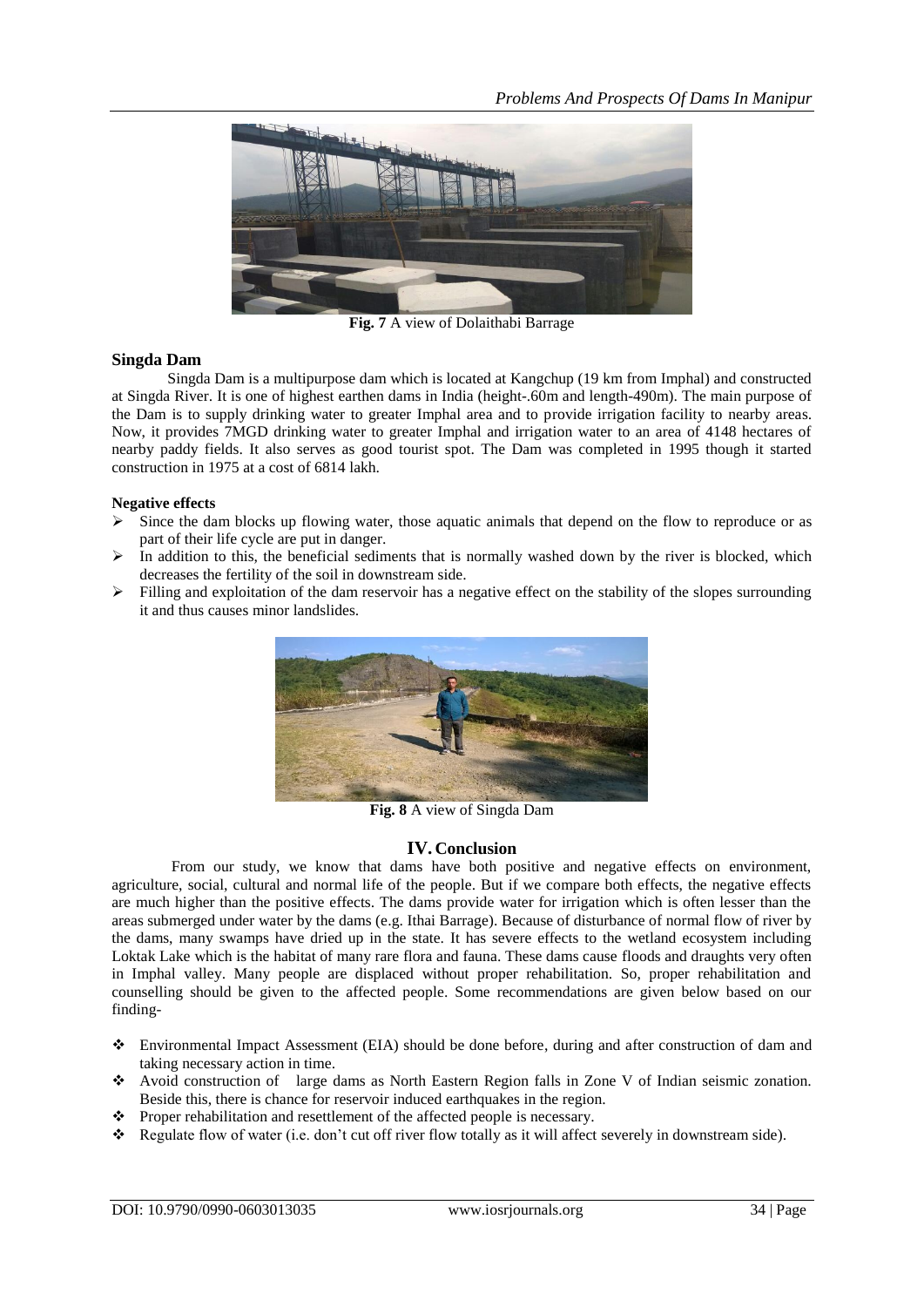**Fig. 7** A view of Dolaithabi Barrage

## Singda Dam

Singda Dam is a multipurpose dam which is located at Kangchup (19 km from Imphal) and constructed at Singda River. It is one of highest earthen dams in India (height-.60m and length-490m). The main purpose of the Dam is to supply drinking water to greater Imphal area and to provide irrigation facility to nearby areas. Now, it provides 7MGD drinking water to greater Imphal and irrigation water to an area of 4148 hectares of nearby paddy fields. It also serves as good tourist spot. The Dam was completed in 1995 though it started construction in 1975 at a cost of 6814 lakh.

**Negative effects**

- Since the dam blocks up flowing water, those aquatic animals that depend on the flow to reproduce or as part of their life cycle are put in danger.
- In addition to this, the beneficial sediments that is normally washed down by the river is blocked, which decreases the fertility of the soil in downstream side.
- Filling and exploitation of the dam reservoir has a negative effect on the stability of the slopes surrounding it and thus causes minor landslides.

**Fig. 8** A view of Singda Dam

## IV. Conclusion

From our study, we know that dams have both positive and negative effects on environment, agriculture, social, cultural and normal life of the people. But if we compare both effects, the negative effects are much higher than the positive effects. The dams provide water for irrigation which is often lesser than the areas submerged under water by the dams (e.g. Ithai Barrage). Because of disturbance of normal flow of river by the dams, many swamps have dried up in the state. It has severe effects to the wetland ecosystem including Loktak Lake which is the habitat of many rare flora and fauna. These dams cause floods and draughts very often in Imphal valley. Many people are displaced without proper rehabilitation. So, proper rehabilitation and counselling should be given to the affected people. Some recommendations are given below based on our finding-

- Environmental Impact Assessment (EIA) should be done before, during and after construction of dam and taking necessary action in time.
- Avoid construction of large dams as North Eastern Region falls in Zone V of Indian seismic zonation. Beside this, there is chance for reservoir induced earthquakes in the region.
- Proper rehabilitation and resettlement of the affected people is necessary.
- Regulate flow of water (i.e. don't cut off river flow totally as it will affect severely in downstream side).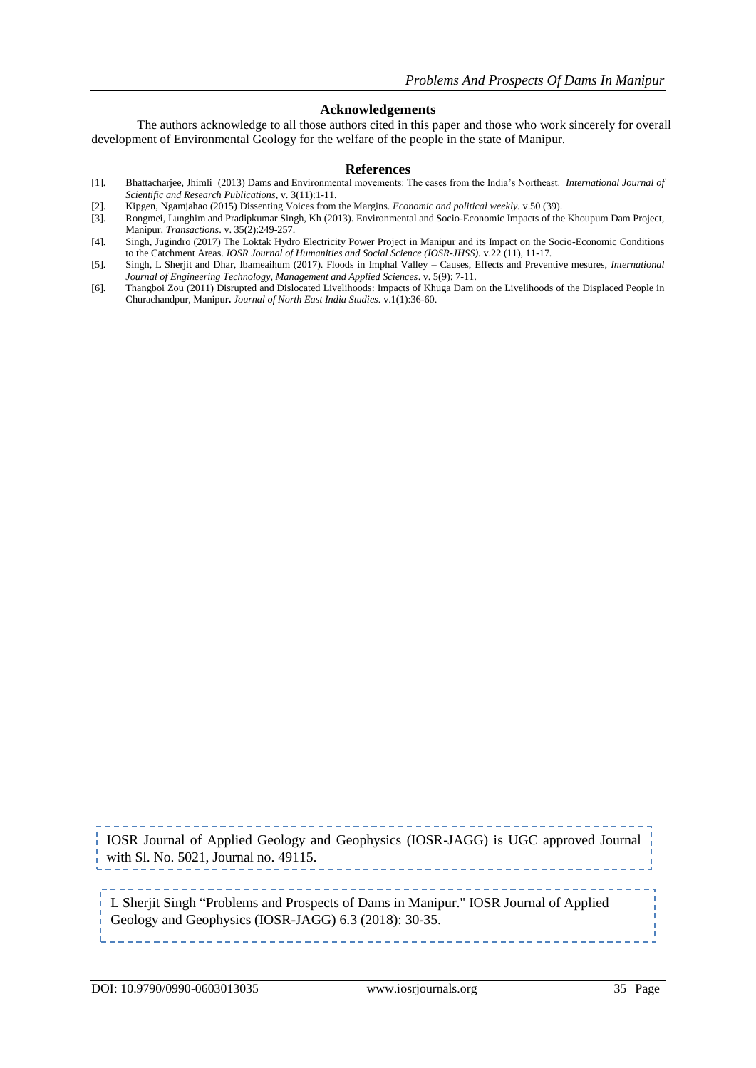## Acknowledgements

The authors acknowledge to all those authors cited in this paper and those who work sincerely for overall development of Environmental Geology for the welfare of the people in the state of Manipur.

## References

[1]. Bhattacharjee, Jhimli (2013) Dams and Environmental movements: The cases from the India's Northeast. *International Journal of Scientific and Research Publications*, v. 3(11):1-11.

[2]. Kipgen, Ngamjahao (2015) Dissenting Voices from the Margins. *Economic and political weekly*. v.50 (39).

[3]. Rongmei, Lunghim and Pradipkumar Singh, Kh (2013). Environmental and Socio-Economic Impacts of the Khoupum Dam Project, Manipur. *Transactions*. v. 35(2):249-257.

[4]. Singh, Jugindro (2017) The Loktak Hydro Electricity Power Project in Manipur and its Impact on the Socio-Economic Conditions to the Catchment Areas. *IOSR Journal of Humanities and Social Science (IOSR-JHSS)*. v.22 (11), 11-17.

[5]. Singh, L Sherjit and Dhar, Ibameaihum (2017). Floods in Imphal Valley – Causes, Effects and Preventive mesures, *International Journal of Engineering Technology, Management and Applied Sciences*. v. 5(9): 7-11.

[6]. Thangboi Zou (2011) Disrupted and Dislocated Livelihoods: Impacts of Khuga Dam on the Livelihoods of the Displaced People in Churachandpur, Manipur**.** *Journal of North East India Studies*. v.1(1):36-60.

IOSR Journal of Applied Geology and Geophysics (IOSR-JAGG) is UGC approved Journal with Sl. No. 5021, Journal no. 49115.

L Sherjit Singh "Problems and Prospects of Dams in Manipur." IOSR Journal of Applied Geology and Geophysics (IOSR-JAGG) 6.3 (2018): 30-35.